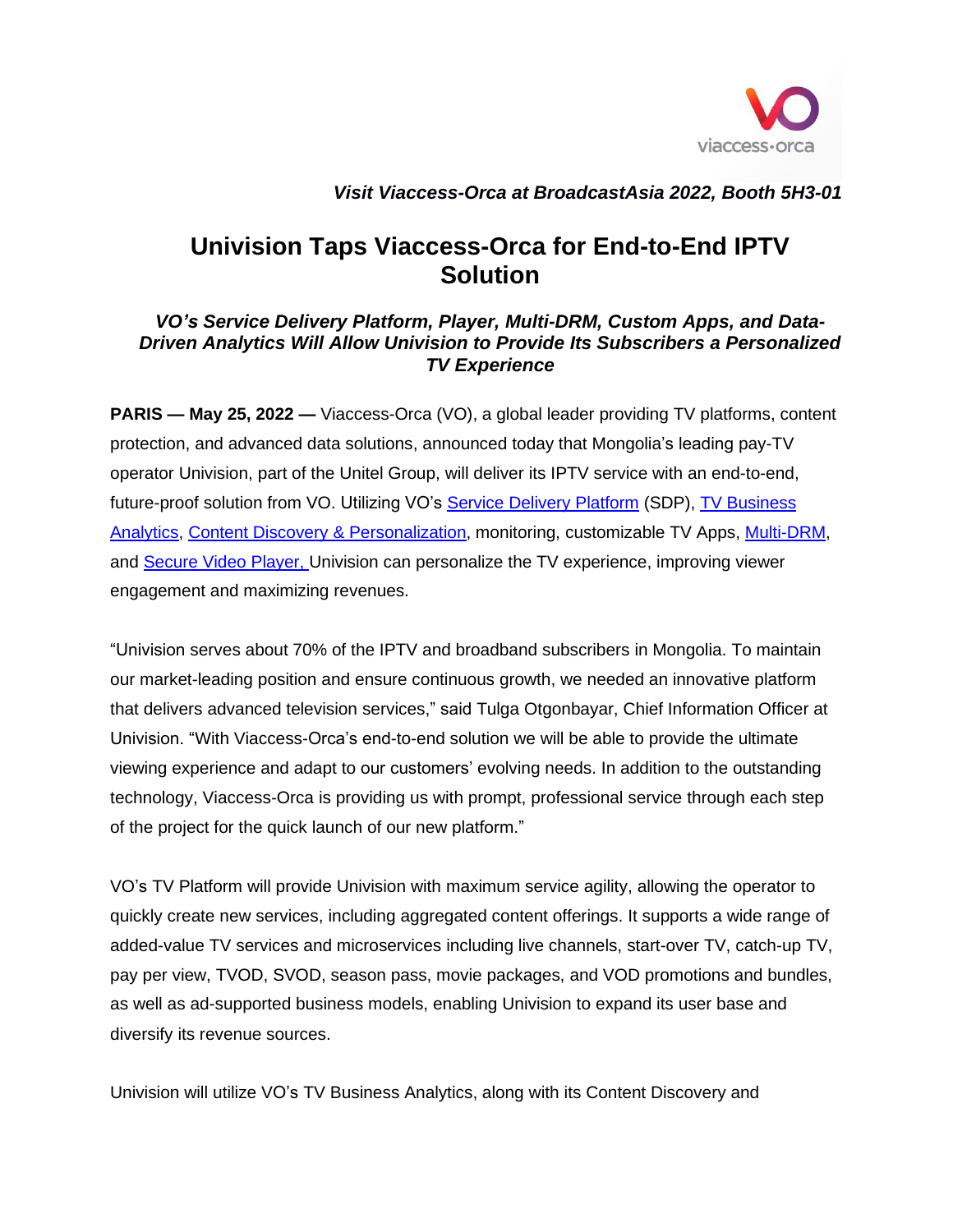*Visit Viaccess-Orca at BroadcastAsia 2022, Booth 5H3-01*

# Univision Taps Viaccess-Orca for End-to-End IPTV Solution

### *VO's Service Delivery Platform, Player, Multi-DRM, Custom Apps, and Data-Driven Analytics Will Allow Univision to Provide Its Subscribers a Personalized TV Experience*

**PARIS — May 25, 2022 —** Viaccess-Orca (VO), a global leader providing TV platforms, content protection, and advanced data solutions, announced today that Mongolia's leading pay-TV operator Univision, part of the Unitel Group, will deliver its IPTV service with an end-to-end, future-proof solution from VO. Utilizing VO's Service Delivery Platform (SDP), TV Business Analytics, Content Discovery & Personalization, monitoring, customizable TV Apps, Multi-DRM, and Secure Video Player, Univision can personalize the TV experience, improving viewer engagement and maximizing revenues.

"Univision serves about 70% of the IPTV and broadband subscribers in Mongolia. To maintain our market-leading position and ensure continuous growth, we needed an innovative platform that delivers advanced television services," said Tulga Otgonbayar, Chief Information Officer at Univision. "With Viaccess-Orca's end-to-end solution we will be able to provide the ultimate viewing experience and adapt to our customers' evolving needs. In addition to the outstanding technology, Viaccess-Orca is providing us with prompt, professional service through each step of the project for the quick launch of our new platform."

VO's TV Platform will provide Univision with maximum service agility, allowing the operator to quickly create new services, including aggregated content offerings. It supports a wide range of added-value TV services and microservices including live channels, start-over TV, catch-up TV, pay per view, TVOD, SVOD, season pass, movie packages, and VOD promotions and bundles, as well as ad-supported business models, enabling Univision to expand its user base and diversify its revenue sources.

Univision will utilize VO's TV Business Analytics, along with its Content Discovery and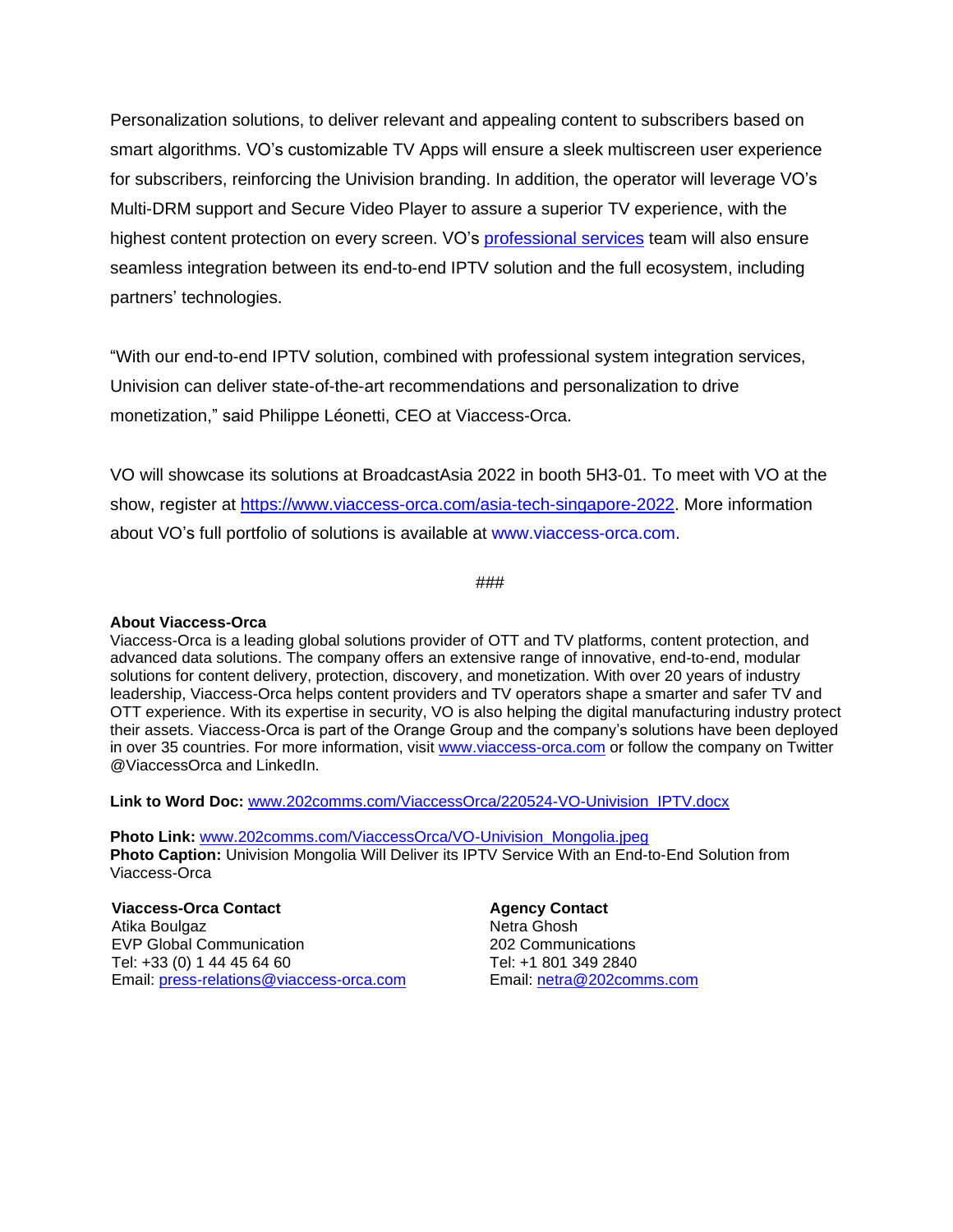Personalization solutions, to deliver relevant and appealing content to subscribers based on smart algorithms. VO's customizable TV Apps will ensure a sleek multiscreen user experience for subscribers, reinforcing the Univision branding. In addition, the operator will leverage VO's Multi-DRM support and Secure Video Player to assure a superior TV experience, with the highest content protection on every screen. VO's professional services team will also ensure seamless integration between its end-to-end IPTV solution and the full ecosystem, including partners' technologies.

"With our end-to-end IPTV solution, combined with professional system integration services, Univision can deliver state-of-the-art recommendations and personalization to drive monetization," said Philippe Léonetti, CEO at Viaccess-Orca.

VO will showcase its solutions at BroadcastAsia 2022 in booth 5H3-01. To meet with VO at the show, register at https://www.viaccess-orca.com/asia-tech-singapore-2022. More information about VO's full portfolio of solutions is available at www.viaccess-orca.com.

###

**About Viaccess-Orca**
Viaccess-Orca is a leading global solutions provider of OTT and TV platforms, content protection, and advanced data solutions. The company offers an extensive range of innovative, end-to-end, modular solutions for content delivery, protection, discovery, and monetization. With over 20 years of industry leadership, Viaccess-Orca helps content providers and TV operators shape a smarter and safer TV and OTT experience. With its expertise in security, VO is also helping the digital manufacturing industry protect their assets. Viaccess-Orca is part of the Orange Group and the company's solutions have been deployed in over 35 countries. For more information, visit www.viaccess-orca.com or follow the company on Twitter @ViaccessOrca and LinkedIn.

**Link to Word Doc:** www.202comms.com/ViaccessOrca/220524-VO-Univision_IPTV.docx

**Photo Link:** www.202comms.com/ViaccessOrca/VO-Univision_Mongolia.jpeg
**Photo Caption:** Univision Mongolia Will Deliver its IPTV Service With an End-to-End Solution from Viaccess-Orca

**Viaccess-Orca Contact**
Atika Boulgaz
EVP Global Communication
Tel: +33 (0) 1 44 45 64 60
Email: press-relations@viaccess-orca.com

**Agency Contact**
Netra Ghosh
202 Communications
Tel: +1 801 349 2840
Email: netra@202comms.com